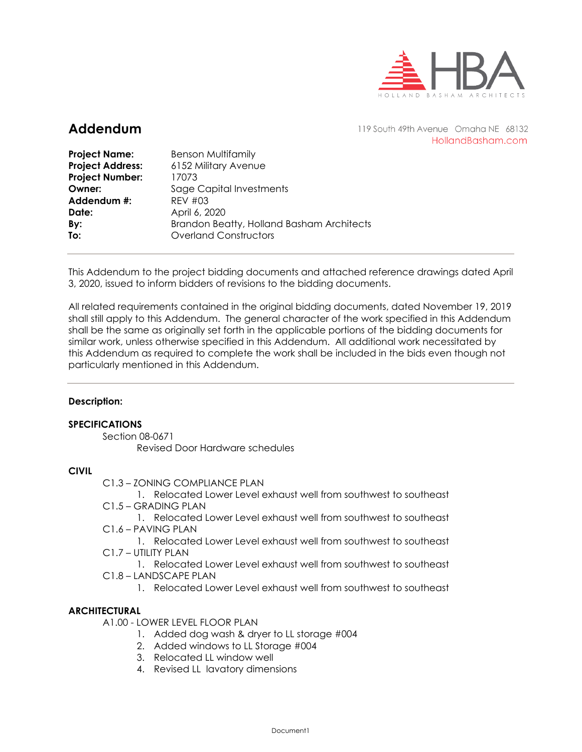HBA
HOLLAND BASHAM ARCHITECTS

# Addendum

119 South 49th Avenue Omaha NE 68132
HollandBasham.com

**Project Name:** Benson Multifamily
**Project Address:** 6152 Military Avenue
**Project Number:** 17073
**Owner:** Sage Capital Investments
**Addendum #:** REV #03
**Date:** April 6, 2020
**By:** Brandon Beatty, Holland Basham Architects
**To:** Overland Constructors

---

This Addendum to the project bidding documents and attached reference drawings dated April 3, 2020, issued to inform bidders of revisions to the bidding documents.

All related requirements contained in the original bidding documents, dated November 19, 2019 shall still apply to this Addendum. The general character of the work specified in this Addendum shall be the same as originally set forth in the applicable portions of the bidding documents for similar work, unless otherwise specified in this Addendum. All additional work necessitated by this Addendum as required to complete the work shall be included in the bids even though not particularly mentioned in this Addendum.

---

**Description:**

**SPECIFICATIONS**

Section 08-0671
Revised Door Hardware schedules

**CIVIL**

C1.3 – ZONING COMPLIANCE PLAN
1. Relocated Lower Level exhaust well from southwest to southeast

C1.5 – GRADING PLAN
1. Relocated Lower Level exhaust well from southwest to southeast

C1.6 – PAVING PLAN
1. Relocated Lower Level exhaust well from southwest to southeast

C1.7 – UTILITY PLAN
1. Relocated Lower Level exhaust well from southwest to southeast

C1.8 – LANDSCAPE PLAN
1. Relocated Lower Level exhaust well from southwest to southeast

**ARCHITECTURAL**

A1.00 - LOWER LEVEL FLOOR PLAN
1. Added dog wash & dryer to LL storage #004
2. Added windows to LL Storage #004
3. Relocated LL window well
4. Revised LL lavatory dimensions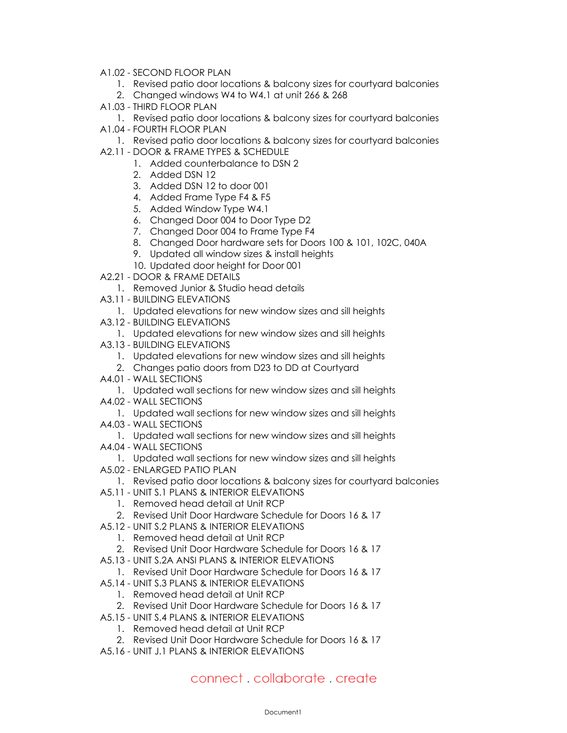A1.02 - SECOND FLOOR PLAN

1. Revised patio door locations & balcony sizes for courtyard balconies
2. Changed windows W4 to W4.1 at unit 266 & 268

A1.03 - THIRD FLOOR PLAN

1. Revised patio door locations & balcony sizes for courtyard balconies

A1.04 - FOURTH FLOOR PLAN

1. Revised patio door locations & balcony sizes for courtyard balconies

A2.11 - DOOR & FRAME TYPES & SCHEDULE

1. Added counterbalance to DSN 2
2. Added DSN 12
3. Added DSN 12 to door 001
4. Added Frame Type F4 & F5
5. Added Window Type W4.1
6. Changed Door 004 to Door Type D2
7. Changed Door 004 to Frame Type F4
8. Changed Door hardware sets for Doors 100 & 101, 102C, 040A
9. Updated all window sizes & install heights
10. Updated door height for Door 001

A2.21 - DOOR & FRAME DETAILS

1. Removed Junior & Studio head details

A3.11 - BUILDING ELEVATIONS

1. Updated elevations for new window sizes and sill heights

A3.12 - BUILDING ELEVATIONS

1. Updated elevations for new window sizes and sill heights

A3.13 - BUILDING ELEVATIONS

1. Updated elevations for new window sizes and sill heights
2. Changes patio doors from D23 to DD at Courtyard

A4.01 - WALL SECTIONS

1. Updated wall sections for new window sizes and sill heights

A4.02 - WALL SECTIONS

1. Updated wall sections for new window sizes and sill heights

A4.03 - WALL SECTIONS

1. Updated wall sections for new window sizes and sill heights

A4.04 - WALL SECTIONS

1. Updated wall sections for new window sizes and sill heights

A5.02 - ENLARGED PATIO PLAN

1. Revised patio door locations & balcony sizes for courtyard balconies

A5.11 - UNIT S.1 PLANS & INTERIOR ELEVATIONS

1. Removed head detail at Unit RCP
2. Revised Unit Door Hardware Schedule for Doors 16 & 17

A5.12 - UNIT S.2 PLANS & INTERIOR ELEVATIONS

1. Removed head detail at Unit RCP
2. Revised Unit Door Hardware Schedule for Doors 16 & 17

A5.13 - UNIT S.2A ANSI PLANS & INTERIOR ELEVATIONS

1. Revised Unit Door Hardware Schedule for Doors 16 & 17

A5.14 - UNIT S.3 PLANS & INTERIOR ELEVATIONS

1. Removed head detail at Unit RCP
2. Revised Unit Door Hardware Schedule for Doors 16 & 17

A5.15 - UNIT S.4 PLANS & INTERIOR ELEVATIONS

1. Removed head detail at Unit RCP
2. Revised Unit Door Hardware Schedule for Doors 16 & 17

A5.16 - UNIT J.1 PLANS & INTERIOR ELEVATIONS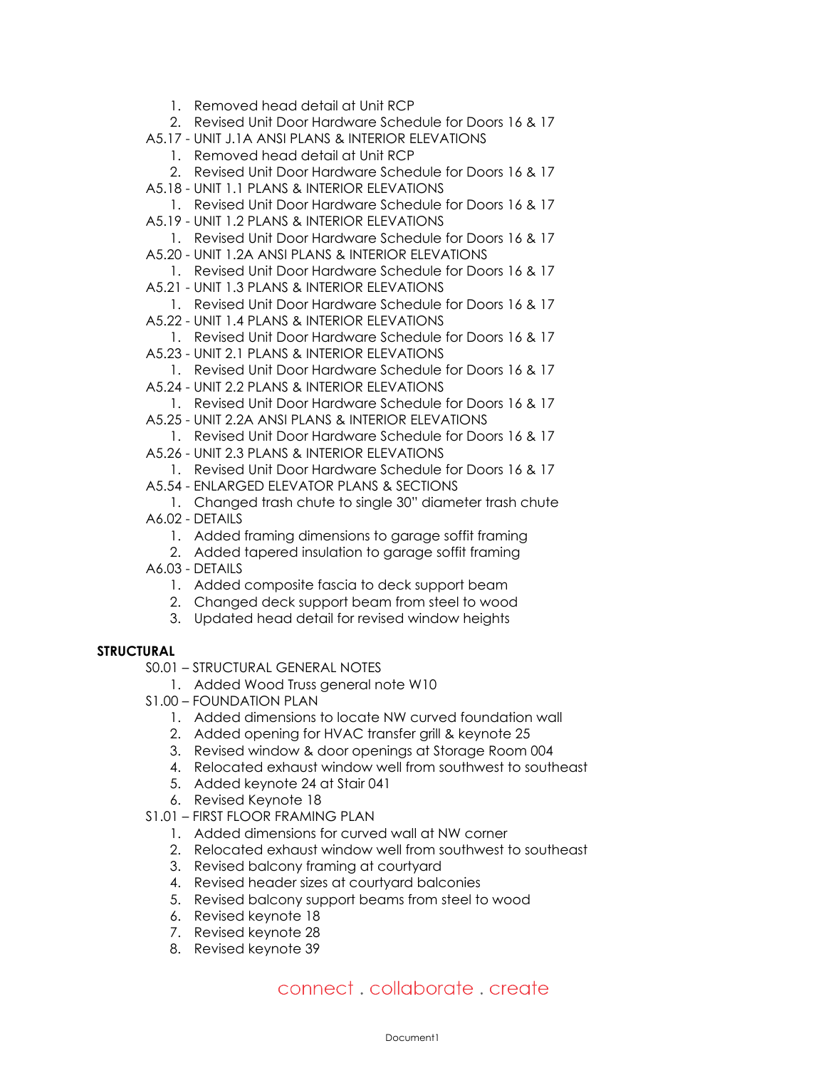1. Removed head detail at Unit RCP
2. Revised Unit Door Hardware Schedule for Doors 16 & 17

A5.17 - UNIT J.1A ANSI PLANS & INTERIOR ELEVATIONS

1. Removed head detail at Unit RCP
2. Revised Unit Door Hardware Schedule for Doors 16 & 17

A5.18 - UNIT 1.1 PLANS & INTERIOR ELEVATIONS

1. Revised Unit Door Hardware Schedule for Doors 16 & 17

A5.19 - UNIT 1.2 PLANS & INTERIOR ELEVATIONS

1. Revised Unit Door Hardware Schedule for Doors 16 & 17

A5.20 - UNIT 1.2A ANSI PLANS & INTERIOR ELEVATIONS

1. Revised Unit Door Hardware Schedule for Doors 16 & 17

A5.21 - UNIT 1.3 PLANS & INTERIOR ELEVATIONS

1. Revised Unit Door Hardware Schedule for Doors 16 & 17

A5.22 - UNIT 1.4 PLANS & INTERIOR ELEVATIONS

1. Revised Unit Door Hardware Schedule for Doors 16 & 17

A5.23 - UNIT 2.1 PLANS & INTERIOR ELEVATIONS

1. Revised Unit Door Hardware Schedule for Doors 16 & 17

A5.24 - UNIT 2.2 PLANS & INTERIOR ELEVATIONS

1. Revised Unit Door Hardware Schedule for Doors 16 & 17

A5.25 - UNIT 2.2A ANSI PLANS & INTERIOR ELEVATIONS

1. Revised Unit Door Hardware Schedule for Doors 16 & 17

A5.26 - UNIT 2.3 PLANS & INTERIOR ELEVATIONS

1. Revised Unit Door Hardware Schedule for Doors 16 & 17

A5.54 - ENLARGED ELEVATOR PLANS & SECTIONS

1. Changed trash chute to single 30" diameter trash chute

A6.02 - DETAILS

1. Added framing dimensions to garage soffit framing
2. Added tapered insulation to garage soffit framing

A6.03 - DETAILS

1. Added composite fascia to deck support beam
2. Changed deck support beam from steel to wood
3. Updated head detail for revised window heights

**STRUCTURAL**

S0.01 – STRUCTURAL GENERAL NOTES

1. Added Wood Truss general note W10

S1.00 – FOUNDATION PLAN

1. Added dimensions to locate NW curved foundation wall
2. Added opening for HVAC transfer grill & keynote 25
3. Revised window & door openings at Storage Room 004
4. Relocated exhaust window well from southwest to southeast
5. Added keynote 24 at Stair 041
6. Revised Keynote 18

S1.01 – FIRST FLOOR FRAMING PLAN

1. Added dimensions for curved wall at NW corner
2. Relocated exhaust window well from southwest to southeast
3. Revised balcony framing at courtyard
4. Revised header sizes at courtyard balconies
5. Revised balcony support beams from steel to wood
6. Revised keynote 18
7. Revised keynote 28
8. Revised keynote 39

connect . collaborate . create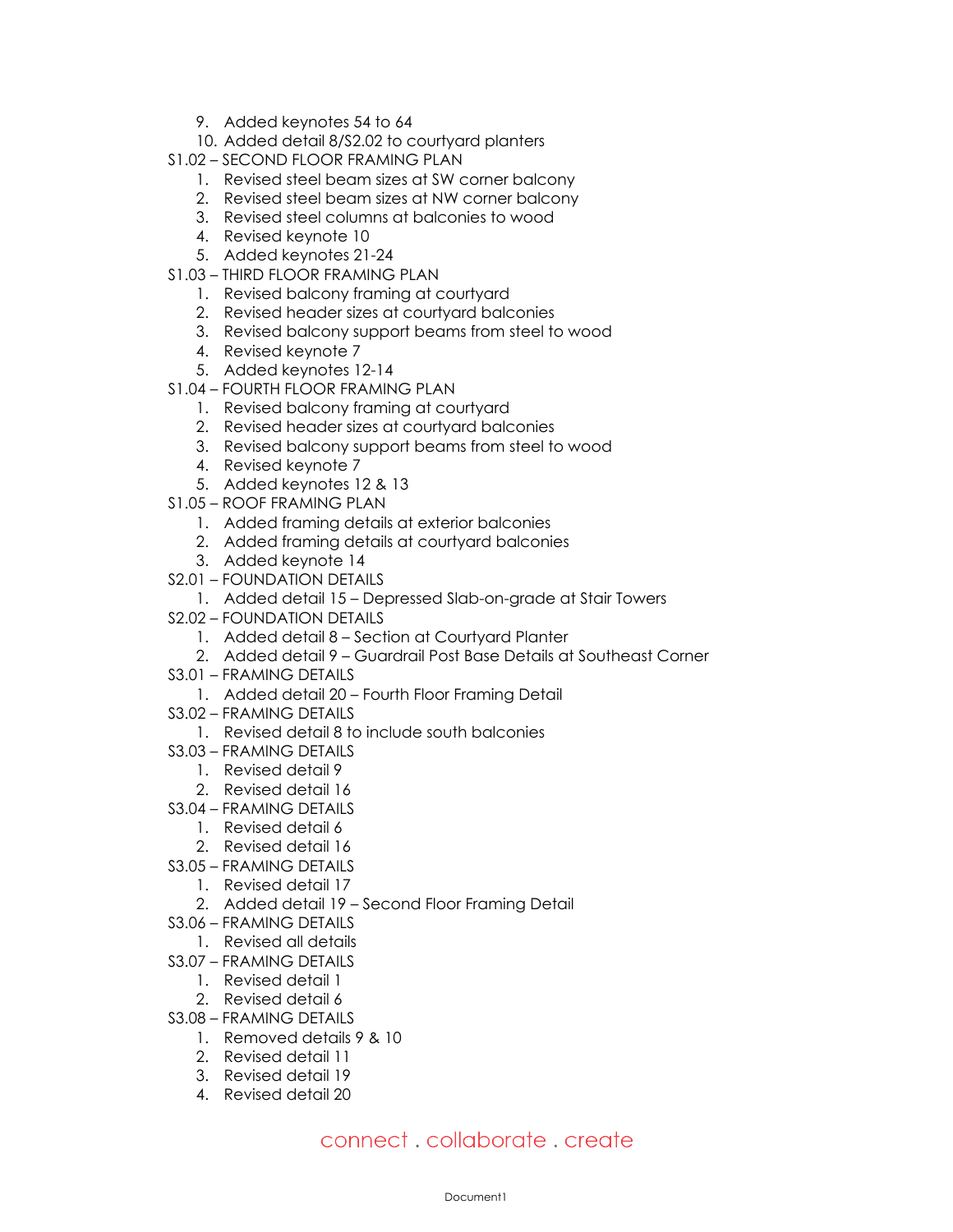9. Added keynotes 54 to 64
10. Added detail 8/S2.02 to courtyard planters

S1.02 – SECOND FLOOR FRAMING PLAN

1. Revised steel beam sizes at SW corner balcony
2. Revised steel beam sizes at NW corner balcony
3. Revised steel columns at balconies to wood
4. Revised keynote 10
5. Added keynotes 21-24

S1.03 – THIRD FLOOR FRAMING PLAN

1. Revised balcony framing at courtyard
2. Revised header sizes at courtyard balconies
3. Revised balcony support beams from steel to wood
4. Revised keynote 7
5. Added keynotes 12-14

S1.04 – FOURTH FLOOR FRAMING PLAN

1. Revised balcony framing at courtyard
2. Revised header sizes at courtyard balconies
3. Revised balcony support beams from steel to wood
4. Revised keynote 7
5. Added keynotes 12 & 13

S1.05 – ROOF FRAMING PLAN

1. Added framing details at exterior balconies
2. Added framing details at courtyard balconies
3. Added keynote 14

S2.01 – FOUNDATION DETAILS

1. Added detail 15 – Depressed Slab-on-grade at Stair Towers

S2.02 – FOUNDATION DETAILS

1. Added detail 8 – Section at Courtyard Planter
2. Added detail 9 – Guardrail Post Base Details at Southeast Corner

S3.01 – FRAMING DETAILS

1. Added detail 20 – Fourth Floor Framing Detail

S3.02 – FRAMING DETAILS

1. Revised detail 8 to include south balconies

S3.03 – FRAMING DETAILS

1. Revised detail 9
2. Revised detail 16

S3.04 – FRAMING DETAILS

1. Revised detail 6
2. Revised detail 16

S3.05 – FRAMING DETAILS

1. Revised detail 17
2. Added detail 19 – Second Floor Framing Detail

S3.06 – FRAMING DETAILS

1. Revised all details

S3.07 – FRAMING DETAILS

1. Revised detail 1
2. Revised detail 6

S3.08 – FRAMING DETAILS

1. Removed details 9 & 10
2. Revised detail 11
3. Revised detail 19
4. Revised detail 20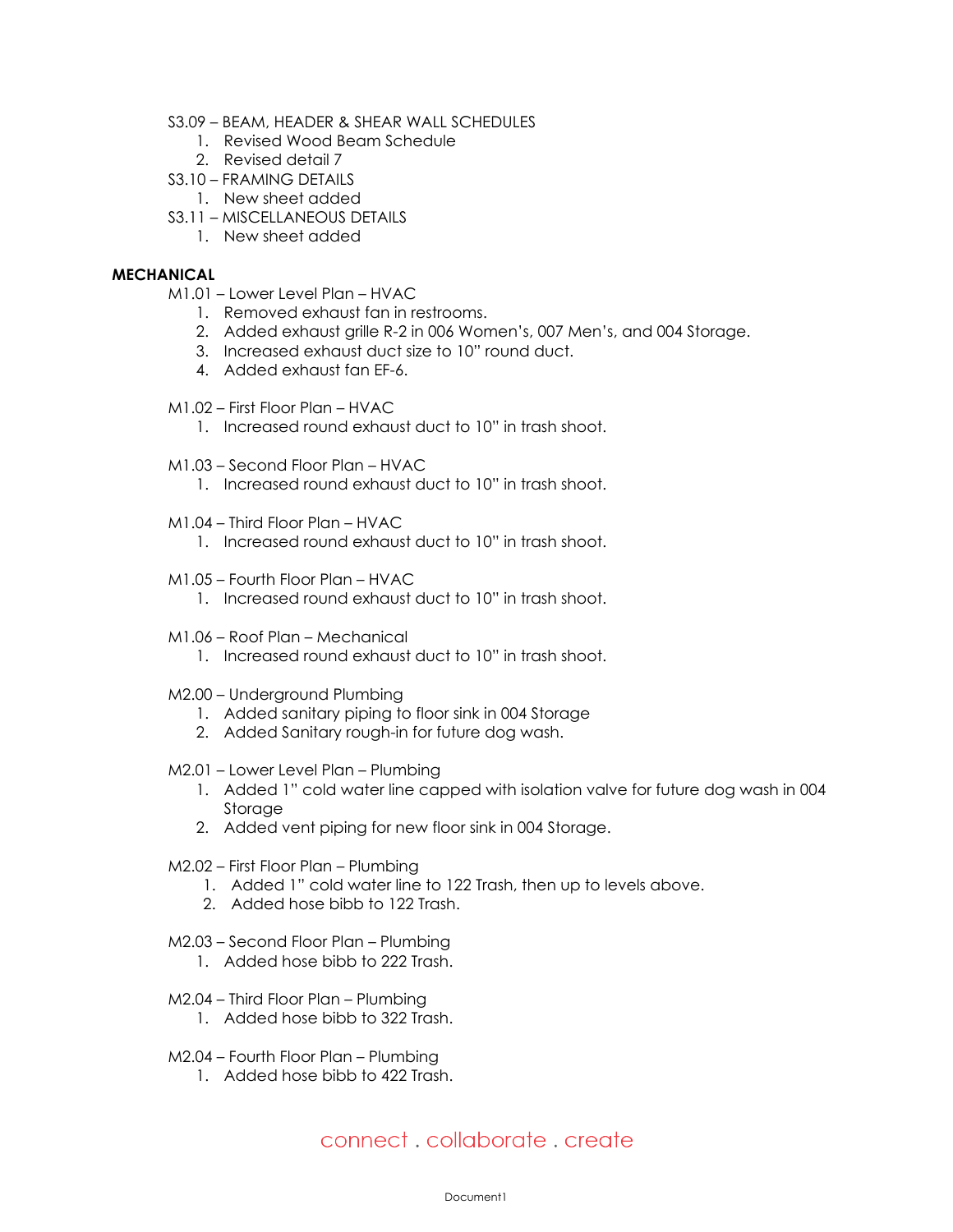S3.09 – BEAM, HEADER & SHEAR WALL SCHEDULES

1. Revised Wood Beam Schedule
2. Revised detail 7

S3.10 – FRAMING DETAILS

1. New sheet added

S3.11 – MISCELLANEOUS DETAILS

1. New sheet added

**MECHANICAL**

M1.01 – Lower Level Plan – HVAC

1. Removed exhaust fan in restrooms.
2. Added exhaust grille R-2 in 006 Women's, 007 Men's, and 004 Storage.
3. Increased exhaust duct size to 10" round duct.
4. Added exhaust fan EF-6.

M1.02 – First Floor Plan – HVAC

1. Increased round exhaust duct to 10" in trash shoot.

M1.03 – Second Floor Plan – HVAC

1. Increased round exhaust duct to 10" in trash shoot.

M1.04 – Third Floor Plan – HVAC

1. Increased round exhaust duct to 10" in trash shoot.

M1.05 – Fourth Floor Plan – HVAC

1. Increased round exhaust duct to 10" in trash shoot.

M1.06 – Roof Plan – Mechanical

1. Increased round exhaust duct to 10" in trash shoot.

M2.00 – Underground Plumbing

1. Added sanitary piping to floor sink in 004 Storage
2. Added Sanitary rough-in for future dog wash.

M2.01 – Lower Level Plan – Plumbing

1. Added 1" cold water line capped with isolation valve for future dog wash in 004 Storage
2. Added vent piping for new floor sink in 004 Storage.

M2.02 – First Floor Plan – Plumbing

1. Added 1" cold water line to 122 Trash, then up to levels above.
2. Added hose bibb to 122 Trash.

M2.03 – Second Floor Plan – Plumbing

1. Added hose bibb to 222 Trash.

M2.04 – Third Floor Plan – Plumbing

1. Added hose bibb to 322 Trash.

M2.04 – Fourth Floor Plan – Plumbing

1. Added hose bibb to 422 Trash.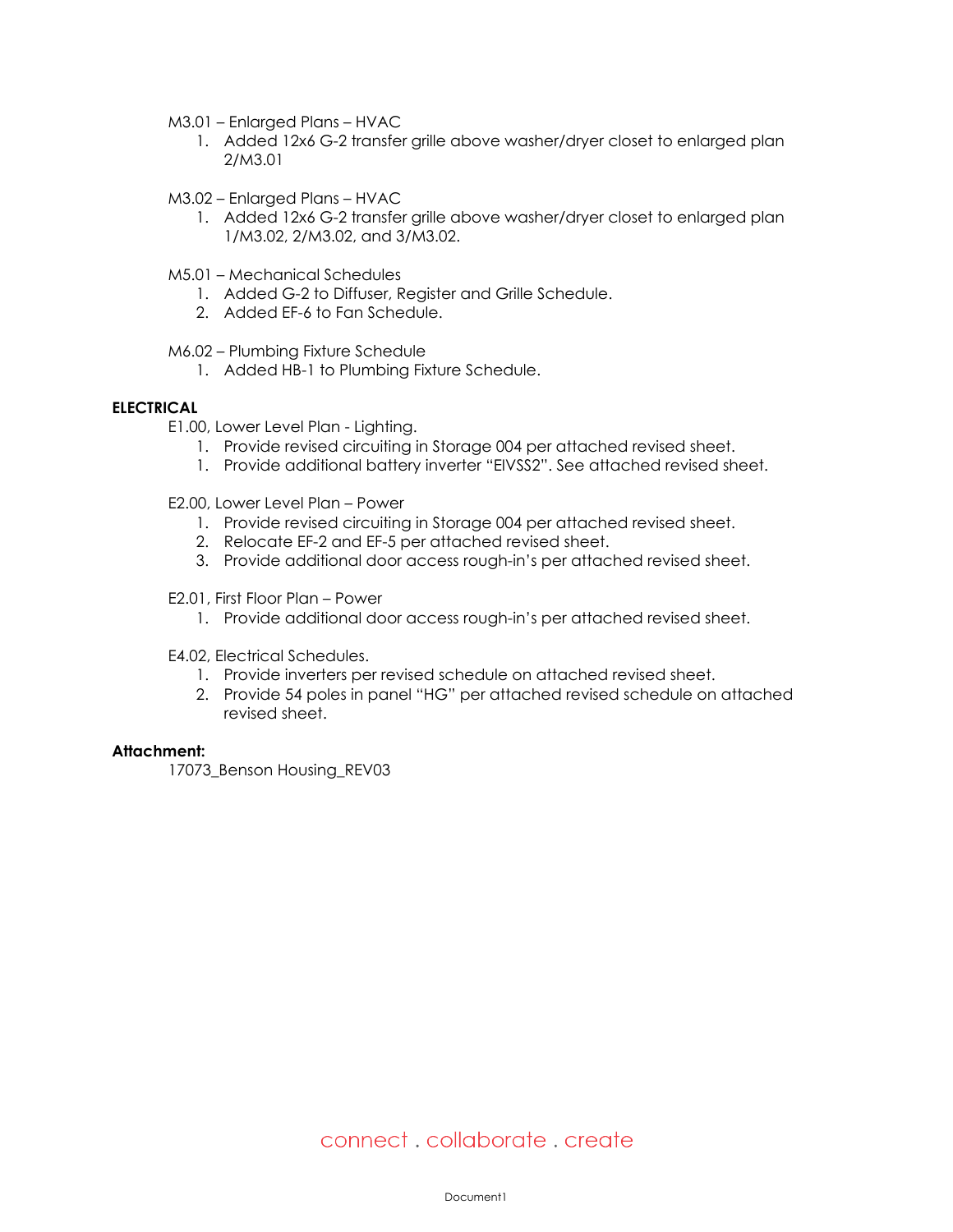M3.01 – Enlarged Plans – HVAC

1. Added 12x6 G-2 transfer grille above washer/dryer closet to enlarged plan 2/M3.01

M3.02 – Enlarged Plans – HVAC

1. Added 12x6 G-2 transfer grille above washer/dryer closet to enlarged plan 1/M3.02, 2/M3.02, and 3/M3.02.

M5.01 – Mechanical Schedules

1. Added G-2 to Diffuser, Register and Grille Schedule.
2. Added EF-6 to Fan Schedule.

M6.02 – Plumbing Fixture Schedule

1. Added HB-1 to Plumbing Fixture Schedule.

**ELECTRICAL**

E1.00, Lower Level Plan - Lighting.

1. Provide revised circuiting in Storage 004 per attached revised sheet.
1. Provide additional battery inverter “EIVSS2”. See attached revised sheet.

E2.00, Lower Level Plan – Power

1. Provide revised circuiting in Storage 004 per attached revised sheet.
2. Relocate EF-2 and EF-5 per attached revised sheet.
3. Provide additional door access rough-in’s per attached revised sheet.

E2.01, First Floor Plan – Power

1. Provide additional door access rough-in’s per attached revised sheet.

E4.02, Electrical Schedules.

1. Provide inverters per revised schedule on attached revised sheet.
2. Provide 54 poles in panel “HG” per attached revised schedule on attached revised sheet.

**Attachment:**

17073_Benson Housing_REV03

connect . collaborate . create